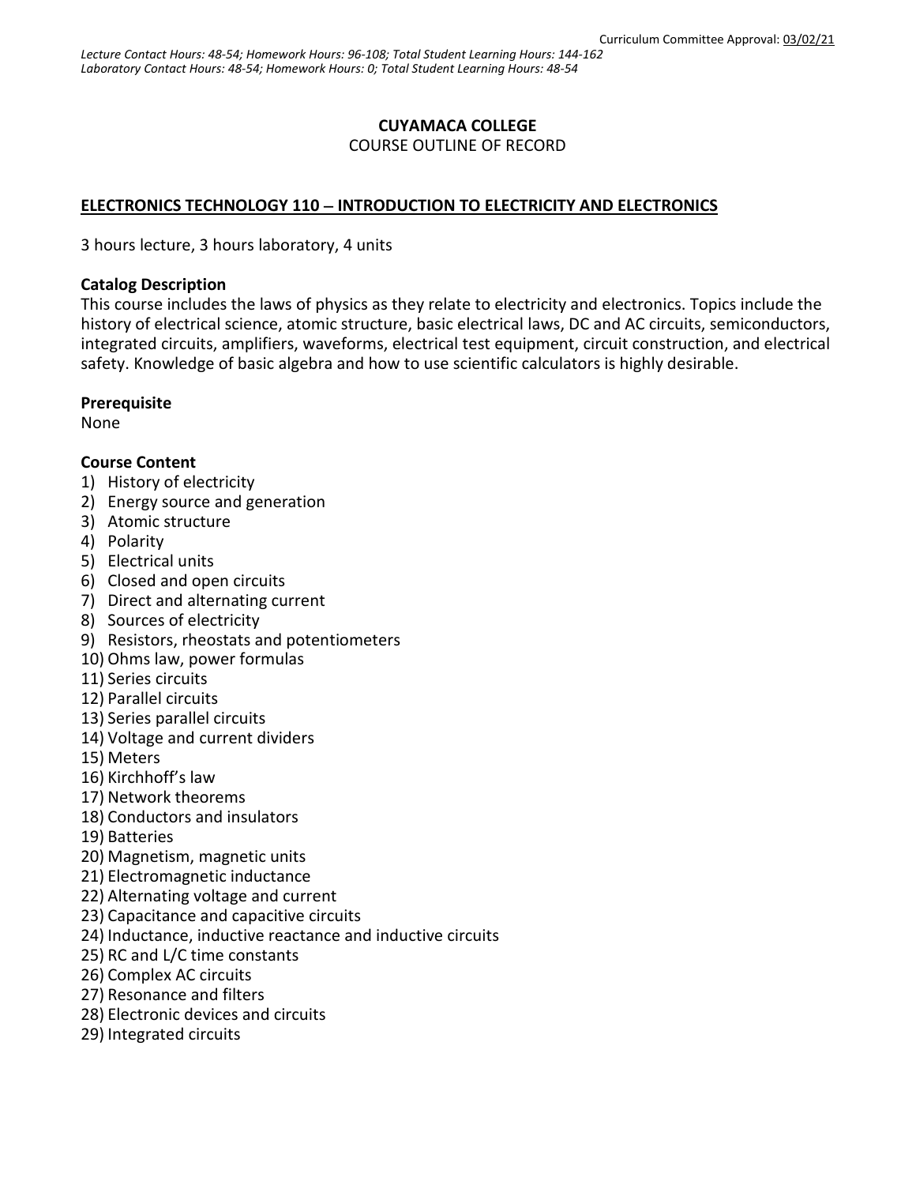Curriculum Committee Approval: 03/02/21

*Lecture Contact Hours: 48-54; Homework Hours: 96-108; Total Student Learning Hours: 144-162*
*Laboratory Contact Hours: 48-54; Homework Hours: 0; Total Student Learning Hours: 48-54*

# CUYAMACA COLLEGE

COURSE OUTLINE OF RECORD

## ELECTRONICS TECHNOLOGY 110 – INTRODUCTION TO ELECTRICITY AND ELECTRONICS

3 hours lecture, 3 hours laboratory, 4 units

**Catalog Description**

This course includes the laws of physics as they relate to electricity and electronics. Topics include the history of electrical science, atomic structure, basic electrical laws, DC and AC circuits, semiconductors, integrated circuits, amplifiers, waveforms, electrical test equipment, circuit construction, and electrical safety. Knowledge of basic algebra and how to use scientific calculators is highly desirable.

**Prerequisite**

None

**Course Content**

1) History of electricity
2) Energy source and generation
3) Atomic structure
4) Polarity
5) Electrical units
6) Closed and open circuits
7) Direct and alternating current
8) Sources of electricity
9) Resistors, rheostats and potentiometers
10) Ohms law, power formulas
11) Series circuits
12) Parallel circuits
13) Series parallel circuits
14) Voltage and current dividers
15) Meters
16) Kirchhoff's law
17) Network theorems
18) Conductors and insulators
19) Batteries
20) Magnetism, magnetic units
21) Electromagnetic inductance
22) Alternating voltage and current
23) Capacitance and capacitive circuits
24) Inductance, inductive reactance and inductive circuits
25) RC and L/C time constants
26) Complex AC circuits
27) Resonance and filters
28) Electronic devices and circuits
29) Integrated circuits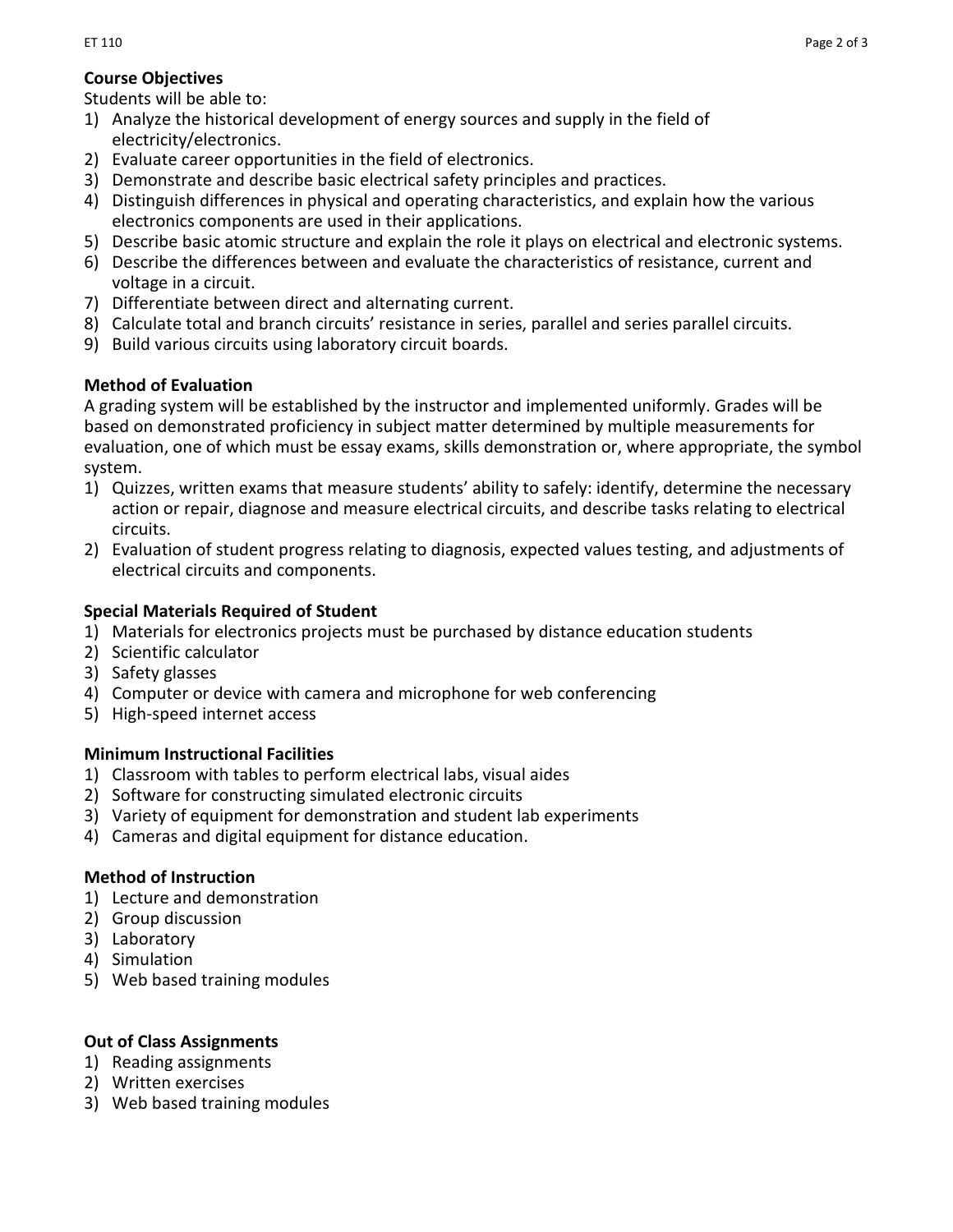## Course Objectives

Students will be able to:

1) Analyze the historical development of energy sources and supply in the field of electricity/electronics.
2) Evaluate career opportunities in the field of electronics.
3) Demonstrate and describe basic electrical safety principles and practices.
4) Distinguish differences in physical and operating characteristics, and explain how the various electronics components are used in their applications.
5) Describe basic atomic structure and explain the role it plays on electrical and electronic systems.
6) Describe the differences between and evaluate the characteristics of resistance, current and voltage in a circuit.
7) Differentiate between direct and alternating current.
8) Calculate total and branch circuits' resistance in series, parallel and series parallel circuits.
9) Build various circuits using laboratory circuit boards.

## Method of Evaluation

A grading system will be established by the instructor and implemented uniformly. Grades will be based on demonstrated proficiency in subject matter determined by multiple measurements for evaluation, one of which must be essay exams, skills demonstration or, where appropriate, the symbol system.

1) Quizzes, written exams that measure students' ability to safely: identify, determine the necessary action or repair, diagnose and measure electrical circuits, and describe tasks relating to electrical circuits.
2) Evaluation of student progress relating to diagnosis, expected values testing, and adjustments of electrical circuits and components.

## Special Materials Required of Student

1) Materials for electronics projects must be purchased by distance education students
2) Scientific calculator
3) Safety glasses
4) Computer or device with camera and microphone for web conferencing
5) High-speed internet access

## Minimum Instructional Facilities

1) Classroom with tables to perform electrical labs, visual aides
2) Software for constructing simulated electronic circuits
3) Variety of equipment for demonstration and student lab experiments
4) Cameras and digital equipment for distance education.

## Method of Instruction

1) Lecture and demonstration
2) Group discussion
3) Laboratory
4) Simulation
5) Web based training modules

## Out of Class Assignments

1) Reading assignments
2) Written exercises
3) Web based training modules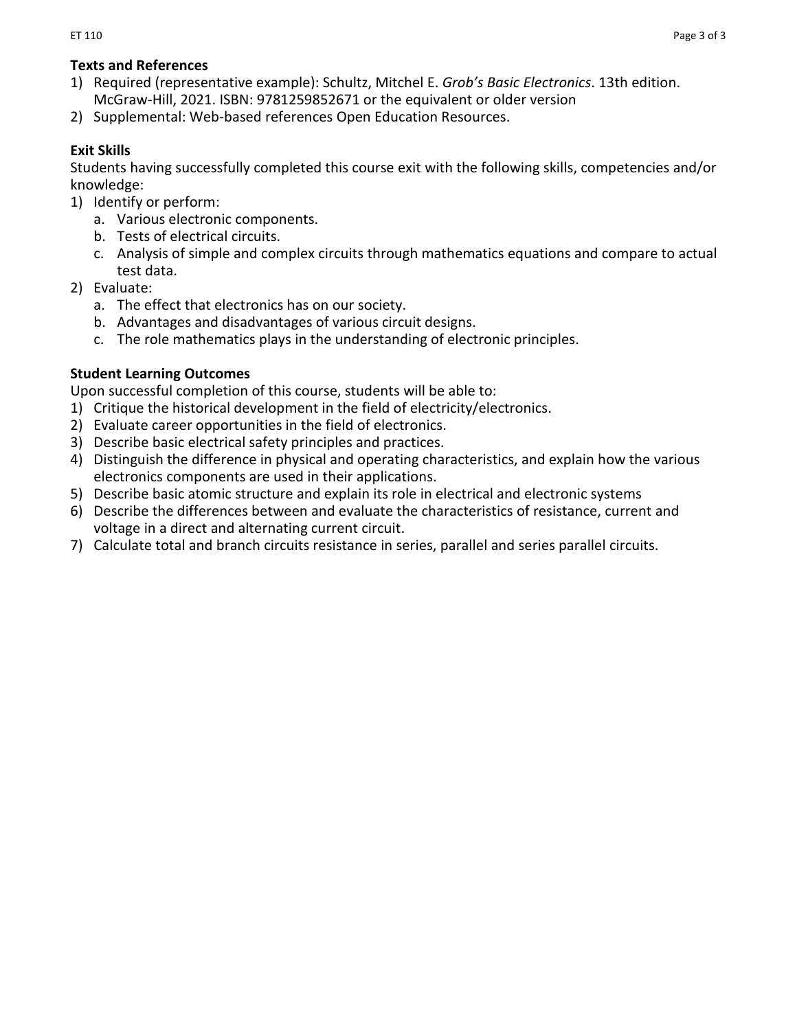**Texts and References**

1) Required (representative example): Schultz, Mitchel E. *Grob's Basic Electronics*. 13th edition. McGraw-Hill, 2021. ISBN: 9781259852671 or the equivalent or older version
2) Supplemental: Web-based references Open Education Resources.

**Exit Skills**

Students having successfully completed this course exit with the following skills, competencies and/or knowledge:

1) Identify or perform:
   a. Various electronic components.
   b. Tests of electrical circuits.
   c. Analysis of simple and complex circuits through mathematics equations and compare to actual test data.
2) Evaluate:
   a. The effect that electronics has on our society.
   b. Advantages and disadvantages of various circuit designs.
   c. The role mathematics plays in the understanding of electronic principles.

**Student Learning Outcomes**

Upon successful completion of this course, students will be able to:

1) Critique the historical development in the field of electricity/electronics.
2) Evaluate career opportunities in the field of electronics.
3) Describe basic electrical safety principles and practices.
4) Distinguish the difference in physical and operating characteristics, and explain how the various electronics components are used in their applications.
5) Describe basic atomic structure and explain its role in electrical and electronic systems
6) Describe the differences between and evaluate the characteristics of resistance, current and voltage in a direct and alternating current circuit.
7) Calculate total and branch circuits resistance in series, parallel and series parallel circuits.